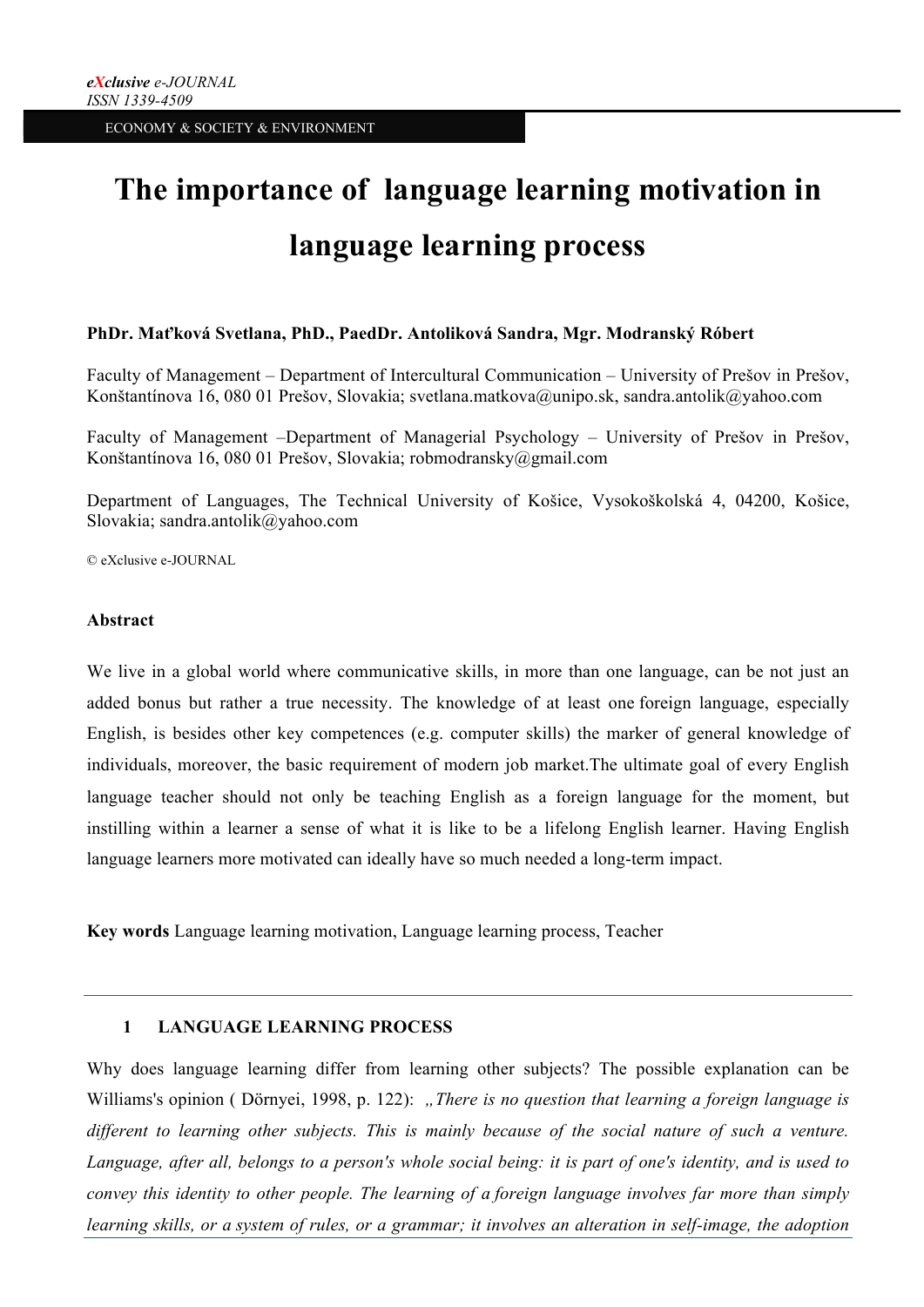*eXclusive e-JOURNAL*
*ISSN 1339-4509*

ECONOMY & SOCIETY & ENVIRONMENT

# The importance of language learning motivation in language learning process

**PhDr. Maťková Svetlana, PhD., PaedDr. Antoliková Sandra, Mgr. Modranský Róbert**

Faculty of Management – Department of Intercultural Communication – University of Prešov in Prešov, Konštantínova 16, 080 01 Prešov, Slovakia; svetlana.matkova@unipo.sk, sandra.antolik@yahoo.com

Faculty of Management –Department of Managerial Psychology – University of Prešov in Prešov, Konštantínova 16, 080 01 Prešov, Slovakia; robmodransky@gmail.com

Department of Languages, The Technical University of Košice, Vysokoškolská 4, 04200, Košice, Slovakia; sandra.antolik@yahoo.com

© eXclusive e-JOURNAL

**Abstract**

We live in a global world where communicative skills, in more than one language, can be not just an added bonus but rather a true necessity. The knowledge of at least one foreign language, especially English, is besides other key competences (e.g. computer skills) the marker of general knowledge of individuals, moreover, the basic requirement of modern job market.The ultimate goal of every English language teacher should not only be teaching English as a foreign language for the moment, but instilling within a learner a sense of what it is like to be a lifelong English learner. Having English language learners more motivated can ideally have so much needed a long-term impact.

**Key words** Language learning motivation, Language learning process, Teacher

## 1 LANGUAGE LEARNING PROCESS

Why does language learning differ from learning other subjects? The possible explanation can be Williams's opinion ( Dörnyei, 1998, p. 122): *„There is no question that learning a foreign language is different to learning other subjects. This is mainly because of the social nature of such a venture. Language, after all, belongs to a person's whole social being: it is part of one's identity, and is used to convey this identity to other people. The learning of a foreign language involves far more than simply learning skills, or a system of rules, or a grammar; it involves an alteration in self-image, the adoption*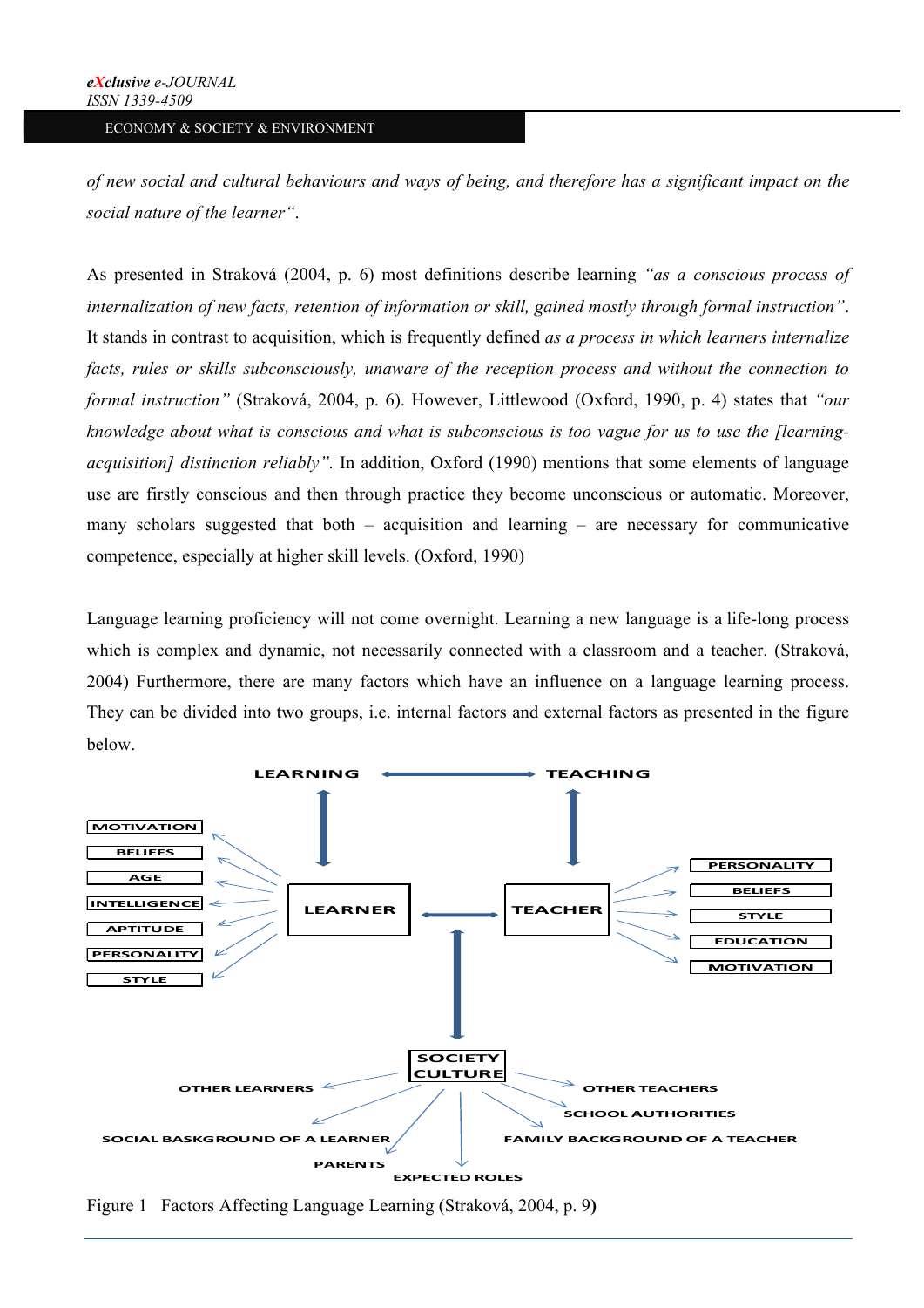*of new social and cultural behaviours and ways of being, and therefore has a significant impact on the social nature of the learner“*.

As presented in Straková (2004, p. 6) most definitions describe learning *"as a conscious process of internalization of new facts, retention of information or skill, gained mostly through formal instruction"*. It stands in contrast to acquisition, which is frequently defined *as a process in which learners internalize facts, rules or skills subconsciously, unaware of the reception process and without the connection to formal instruction"* (Straková, 2004, p. 6). However, Littlewood (Oxford, 1990, p. 4) states that *"our knowledge about what is conscious and what is subconscious is too vague for us to use the [learning-acquisition] distinction reliably"*. In addition, Oxford (1990) mentions that some elements of language use are firstly conscious and then through practice they become unconscious or automatic. Moreover, many scholars suggested that both – acquisition and learning – are necessary for communicative competence, especially at higher skill levels. (Oxford, 1990)

Language learning proficiency will not come overnight. Learning a new language is a life-long process which is complex and dynamic, not necessarily connected with a classroom and a teacher. (Straková, 2004) Furthermore, there are many factors which have an influence on a language learning process. They can be divided into two groups, i.e. internal factors and external factors as presented in the figure below.

Figure 1 Factors Affecting Language Learning (Straková, 2004, p. 9**)**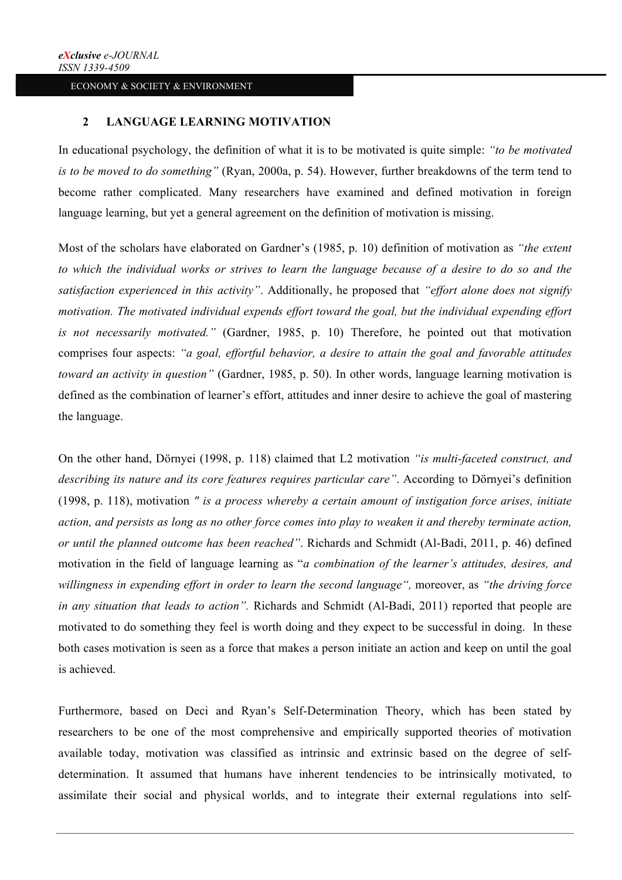## 2 LANGUAGE LEARNING MOTIVATION

In educational psychology, the definition of what it is to be motivated is quite simple: *"to be motivated is to be moved to do something"* (Ryan, 2000a, p. 54). However, further breakdowns of the term tend to become rather complicated. Many researchers have examined and defined motivation in foreign language learning, but yet a general agreement on the definition of motivation is missing.

Most of the scholars have elaborated on Gardner's (1985, p. 10) definition of motivation as *"the extent to which the individual works or strives to learn the language because of a desire to do so and the satisfaction experienced in this activity"*. Additionally, he proposed that *"effort alone does not signify motivation. The motivated individual expends effort toward the goal, but the individual expending effort is not necessarily motivated."* (Gardner, 1985, p. 10) Therefore, he pointed out that motivation comprises four aspects: *"a goal, effortful behavior, a desire to attain the goal and favorable attitudes toward an activity in question"* (Gardner, 1985, p. 50). In other words, language learning motivation is defined as the combination of learner's effort, attitudes and inner desire to achieve the goal of mastering the language.

On the other hand, Dörnyei (1998, p. 118) claimed that L2 motivation *"is multi-faceted construct, and describing its nature and its core features requires particular care"*. According to Dörnyei's definition (1998, p. 118), motivation *" is a process whereby a certain amount of instigation force arises, initiate action, and persists as long as no other force comes into play to weaken it and thereby terminate action, or until the planned outcome has been reached"*. Richards and Schmidt (Al-Badi, 2011, p. 46) defined motivation in the field of language learning as "*a combination of the learner's attitudes, desires, and willingness in expending effort in order to learn the second language",* moreover, as *"the driving force in any situation that leads to action".* Richards and Schmidt (Al-Badi, 2011) reported that people are motivated to do something they feel is worth doing and they expect to be successful in doing. In these both cases motivation is seen as a force that makes a person initiate an action and keep on until the goal is achieved.

Furthermore, based on Deci and Ryan's Self-Determination Theory, which has been stated by researchers to be one of the most comprehensive and empirically supported theories of motivation available today, motivation was classified as intrinsic and extrinsic based on the degree of self-determination. It assumed that humans have inherent tendencies to be intrinsically motivated, to assimilate their social and physical worlds, and to integrate their external regulations into self-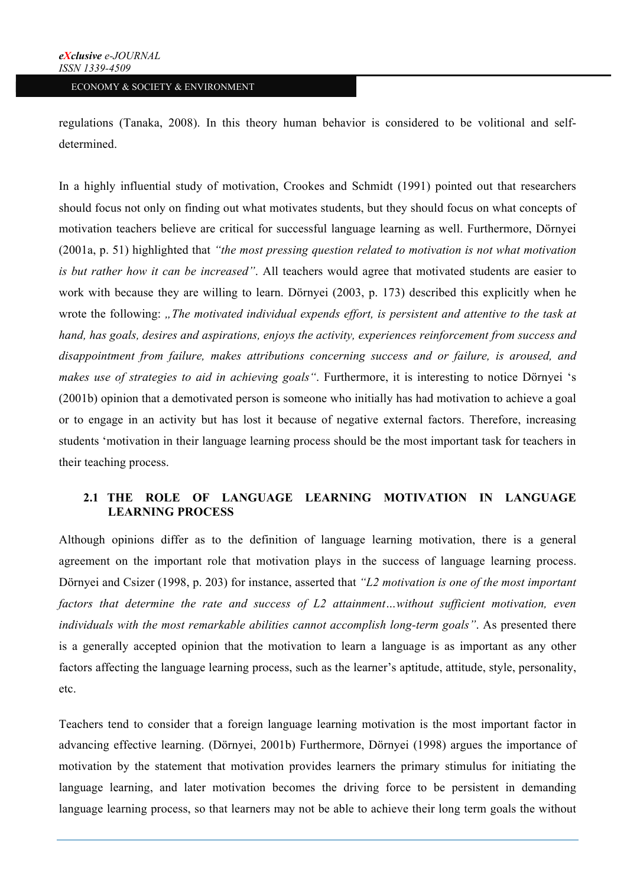regulations (Tanaka, 2008). In this theory human behavior is considered to be volitional and self-determined.

In a highly influential study of motivation, Crookes and Schmidt (1991) pointed out that researchers should focus not only on finding out what motivates students, but they should focus on what concepts of motivation teachers believe are critical for successful language learning as well. Furthermore, Dörnyei (2001a, p. 51) highlighted that *"the most pressing question related to motivation is not what motivation is but rather how it can be increased"*. All teachers would agree that motivated students are easier to work with because they are willing to learn. Dörnyei (2003, p. 173) described this explicitly when he wrote the following: *„The motivated individual expends effort, is persistent and attentive to the task at hand, has goals, desires and aspirations, enjoys the activity, experiences reinforcement from success and disappointment from failure, makes attributions concerning success and or failure, is aroused, and makes use of strategies to aid in achieving goals"*. Furthermore, it is interesting to notice Dörnyei 's (2001b) opinion that a demotivated person is someone who initially has had motivation to achieve a goal or to engage in an activity but has lost it because of negative external factors. Therefore, increasing students 'motivation in their language learning process should be the most important task for teachers in their teaching process.

## 2.1 THE ROLE OF LANGUAGE LEARNING MOTIVATION IN LANGUAGE LEARNING PROCESS

Although opinions differ as to the definition of language learning motivation, there is a general agreement on the important role that motivation plays in the success of language learning process. Dörnyei and Csizer (1998, p. 203) for instance, asserted that *"L2 motivation is one of the most important factors that determine the rate and success of L2 attainment…without sufficient motivation, even individuals with the most remarkable abilities cannot accomplish long-term goals"*. As presented there is a generally accepted opinion that the motivation to learn a language is as important as any other factors affecting the language learning process, such as the learner's aptitude, attitude, style, personality, etc.

Teachers tend to consider that a foreign language learning motivation is the most important factor in advancing effective learning. (Dörnyei, 2001b) Furthermore, Dörnyei (1998) argues the importance of motivation by the statement that motivation provides learners the primary stimulus for initiating the language learning, and later motivation becomes the driving force to be persistent in demanding language learning process, so that learners may not be able to achieve their long term goals the without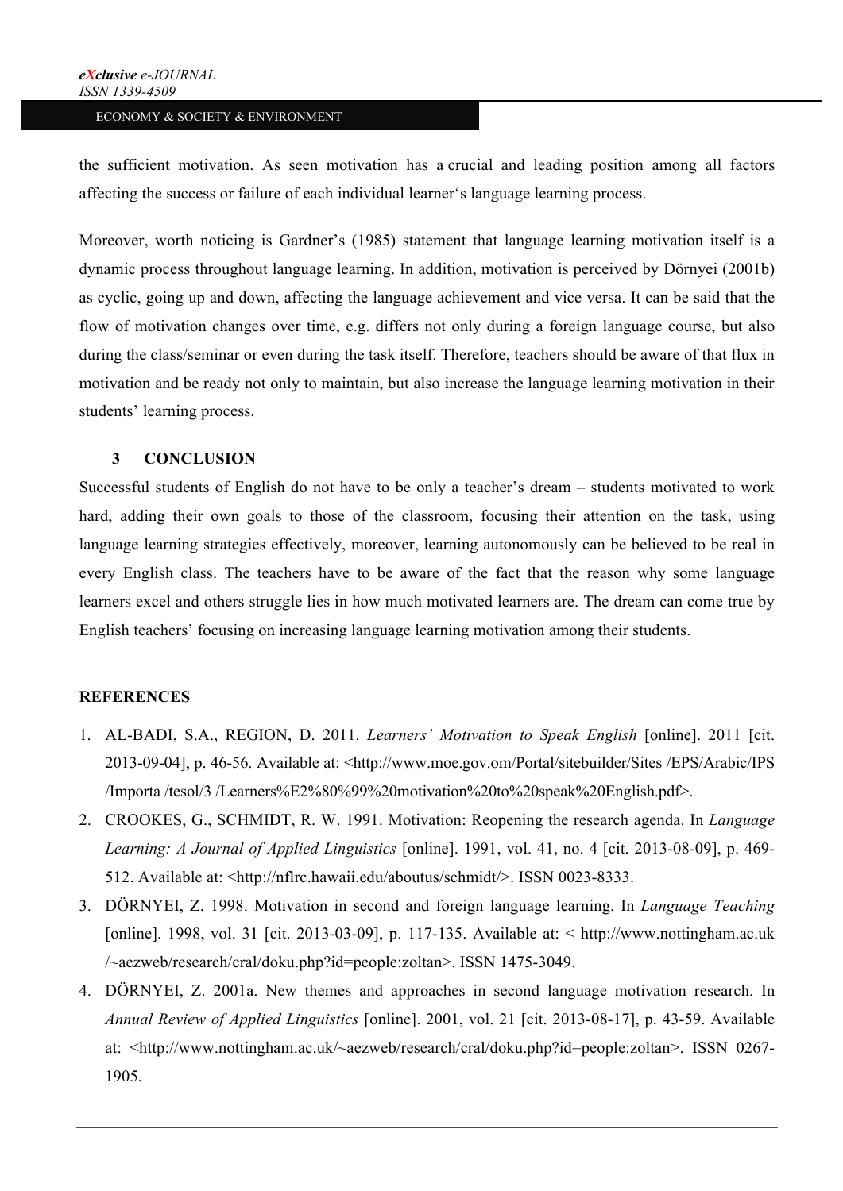the sufficient motivation. As seen motivation has a crucial and leading position among all factors affecting the success or failure of each individual learner's language learning process.

Moreover, worth noticing is Gardner's (1985) statement that language learning motivation itself is a dynamic process throughout language learning. In addition, motivation is perceived by Dörnyei (2001b) as cyclic, going up and down, affecting the language achievement and vice versa. It can be said that the flow of motivation changes over time, e.g. differs not only during a foreign language course, but also during the class/seminar or even during the task itself. Therefore, teachers should be aware of that flux in motivation and be ready not only to maintain, but also increase the language learning motivation in their students' learning process.

## 3 CONCLUSION

Successful students of English do not have to be only a teacher's dream – students motivated to work hard, adding their own goals to those of the classroom, focusing their attention on the task, using language learning strategies effectively, moreover, learning autonomously can be believed to be real in every English class. The teachers have to be aware of the fact that the reason why some language learners excel and others struggle lies in how much motivated learners are. The dream can come true by English teachers' focusing on increasing language learning motivation among their students.

## REFERENCES

1. AL-BADI, S.A., REGION, D. 2011. *Learners' Motivation to Speak English* [online]. 2011 [cit. 2013-09-04], p. 46-56. Available at: <http://www.moe.gov.om/Portal/sitebuilder/Sites /EPS/Arabic/IPS /Importa /tesol/3 /Learners%E2%80%99%20motivation%20to%20speak%20English.pdf>.
2. CROOKES, G., SCHMIDT, R. W. 1991. Motivation: Reopening the research agenda. In *Language Learning: A Journal of Applied Linguistics* [online]. 1991, vol. 41, no. 4 [cit. 2013-08-09], p. 469-512. Available at: <http://nflrc.hawaii.edu/aboutus/schmidt/>. ISSN 0023-8333.
3. DÖRNYEI, Z. 1998. Motivation in second and foreign language learning. In *Language Teaching* [online]. 1998, vol. 31 [cit. 2013-03-09], p. 117-135. Available at: < http://www.nottingham.ac.uk /~aezweb/research/cral/doku.php?id=people:zoltan>. ISSN 1475-3049.
4. DÖRNYEI, Z. 2001a. New themes and approaches in second language motivation research. In *Annual Review of Applied Linguistics* [online]. 2001, vol. 21 [cit. 2013-08-17], p. 43-59. Available at: <http://www.nottingham.ac.uk/~aezweb/research/cral/doku.php?id=people:zoltan>. ISSN 0267-1905.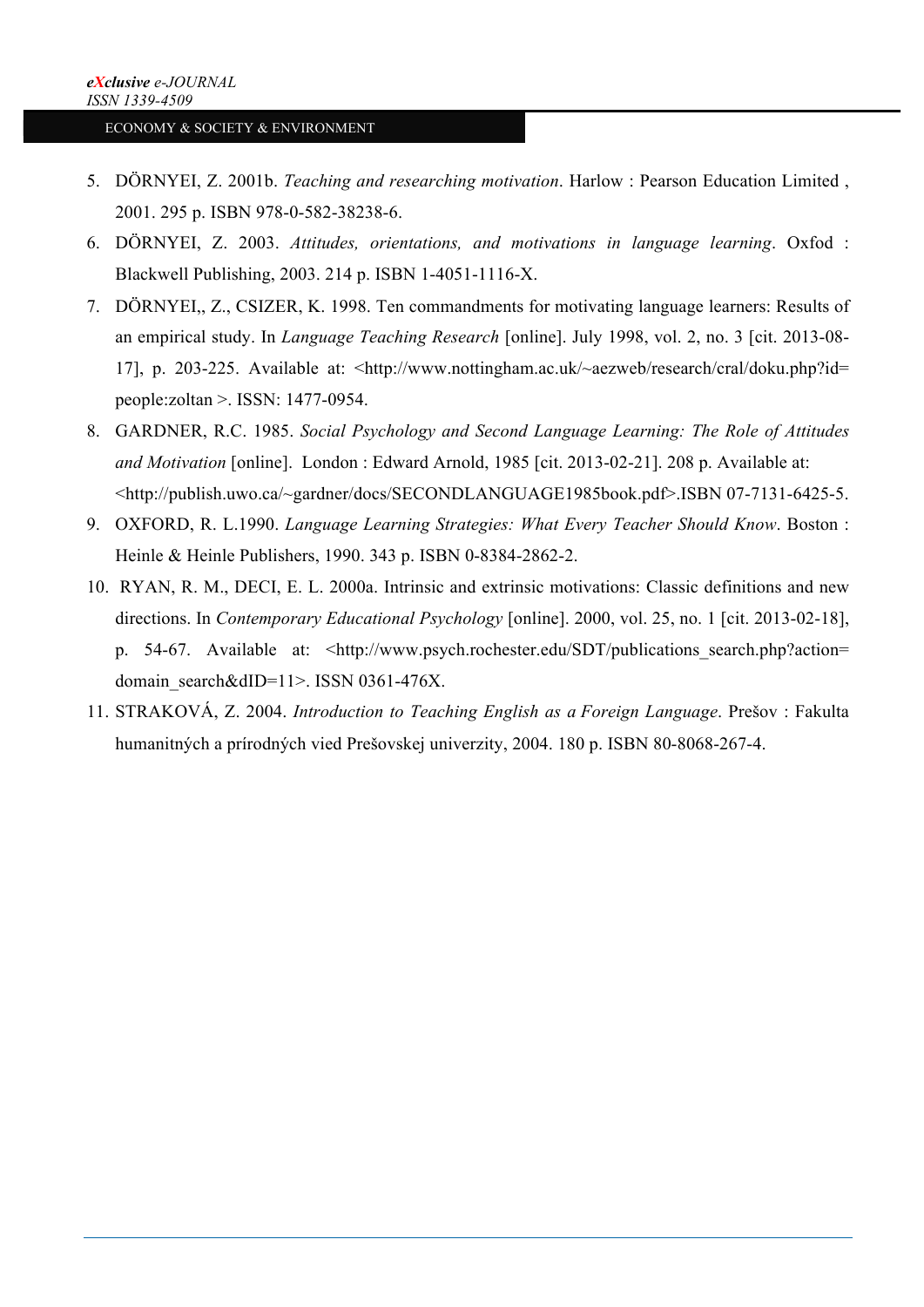5. DÖRNYEI, Z. 2001b. *Teaching and researching motivation*. Harlow : Pearson Education Limited , 2001. 295 p. ISBN 978-0-582-38238-6.
6. DÖRNYEI, Z. 2003. *Attitudes, orientations, and motivations in language learning*. Oxfod : Blackwell Publishing, 2003. 214 p. ISBN 1-4051-1116-X.
7. DÖRNYEI,, Z., CSIZER, K. 1998. Ten commandments for motivating language learners: Results of an empirical study. In *Language Teaching Research* [online]. July 1998, vol. 2, no. 3 [cit. 2013-08-17], p. 203-225. Available at: <http://www.nottingham.ac.uk/~aezweb/research/cral/doku.php?id=people:zoltan >. ISSN: 1477-0954.
8. GARDNER, R.C. 1985. *Social Psychology and Second Language Learning: The Role of Attitudes and Motivation* [online]. London : Edward Arnold, 1985 [cit. 2013-02-21]. 208 p. Available at: <http://publish.uwo.ca/~gardner/docs/SECONDLANGUAGE1985book.pdf>.ISBN 07-7131-6425-5.
9. OXFORD, R. L.1990. *Language Learning Strategies: What Every Teacher Should Know*. Boston : Heinle & Heinle Publishers, 1990. 343 p. ISBN 0-8384-2862-2.
10. RYAN, R. M., DECI, E. L. 2000a. Intrinsic and extrinsic motivations: Classic definitions and new directions. In *Contemporary Educational Psychology* [online]. 2000, vol. 25, no. 1 [cit. 2013-02-18], p. 54-67. Available at: <http://www.psych.rochester.edu/SDT/publications_search.php?action=domain_search&dID=11>. ISSN 0361-476X.
11. STRAKOVÁ, Z. 2004. *Introduction to Teaching English as a Foreign Language*. Prešov : Fakulta humanitných a prírodných vied Prešovskej univerzity, 2004. 180 p. ISBN 80-8068-267-4.